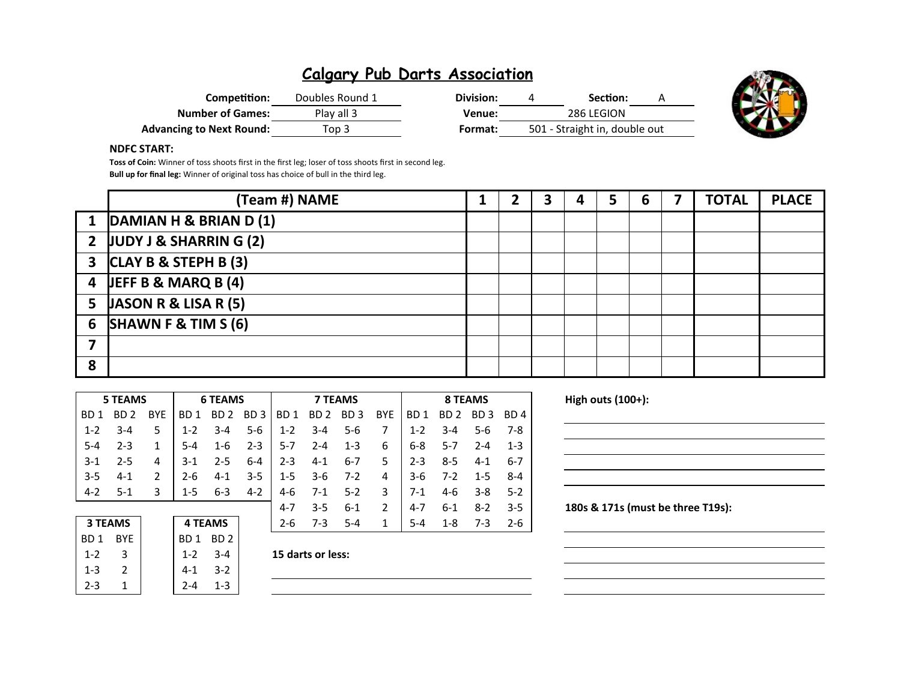# Calgary Pub Darts Association

**Competition:** Doubles Round 1 **Division:** 4 **Section:** A

**Number of Games:** Play all 3 **Venue:** 286 LEGION

**Advancing to Next Round:** Top 3 **Format:** 501 - Straight in, double out

**NDFC START:**

**Toss of Coin:** Winner of toss shoots first in the first leg; loser of toss shoots first in second leg.

**Bull up for final leg:** Winner of original toss has choice of bull in the third leg.

| | (Team #) NAME | 1 | 2 | 3 | 4 | 5 | 6 | 7 | TOTAL | PLACE |
|---|---|---|---|---|---|---|---|---|---|---|
| 1 | DAMIAN H & BRIAN D (1) | | | | | | | | | |
| 2 | JUDY J & SHARRIN G (2) | | | | | | | | | |
| 3 | CLAY B & STEPH B (3) | | | | | | | | | |
| 4 | JEFF B & MARQ B (4) | | | | | | | | | |
| 5 | JASON R & LISA R (5) | | | | | | | | | |
| 6 | SHAWN F & TIM S (6) | | | | | | | | | |
| 7 | | | | | | | | | | |
| 8 | | | | | | | | | | |

| 5 TEAMS | | | 6 TEAMS | | | 7 TEAMS | | | | 8 TEAMS | | | |
|---|---|---|---|---|---|---|---|---|---|---|---|---|---|
| BD 1 | BD 2 | BYE | BD 1 | BD 2 | BD 3 | BD 1 | BD 2 | BD 3 | BYE | BD 1 | BD 2 | BD 3 | BD 4 |
| 1-2 | 3-4 | 5 | 1-2 | 3-4 | 5-6 | 1-2 | 3-4 | 5-6 | 7 | 1-2 | 3-4 | 5-6 | 7-8 |
| 5-4 | 2-3 | 1 | 5-4 | 1-6 | 2-3 | 5-7 | 2-4 | 1-3 | 6 | 6-8 | 5-7 | 2-4 | 1-3 |
| 3-1 | 2-5 | 4 | 3-1 | 2-5 | 6-4 | 2-3 | 4-1 | 6-7 | 5 | 2-3 | 8-5 | 4-1 | 6-7 |
| 3-5 | 4-1 | 2 | 2-6 | 4-1 | 3-5 | 1-5 | 3-6 | 7-2 | 4 | 3-6 | 7-2 | 1-5 | 8-4 |
| 4-2 | 5-1 | 3 | 1-5 | 6-3 | 4-2 | 4-6 | 7-1 | 5-2 | 3 | 7-1 | 4-6 | 3-8 | 5-2 |
| | | | | | | 4-7 | 3-5 | 6-1 | 2 | 4-7 | 6-1 | 8-2 | 3-5 |
| | | | | | | 2-6 | 7-3 | 5-4 | 1 | 5-4 | 1-8 | 7-3 | 2-6 |

| 3 TEAMS | |
|---|---|
| BD 1 | BYE |
| 1-2 | 3 |
| 1-3 | 2 |
| 2-3 | 1 |

| 4 TEAMS | |
|---|---|
| BD 1 | BD 2 |
| 1-2 | 3-4 |
| 4-1 | 3-2 |
| 2-4 | 1-3 |

**15 darts or less:**

**High outs (100+):**

**180s & 171s (must be three T19s):**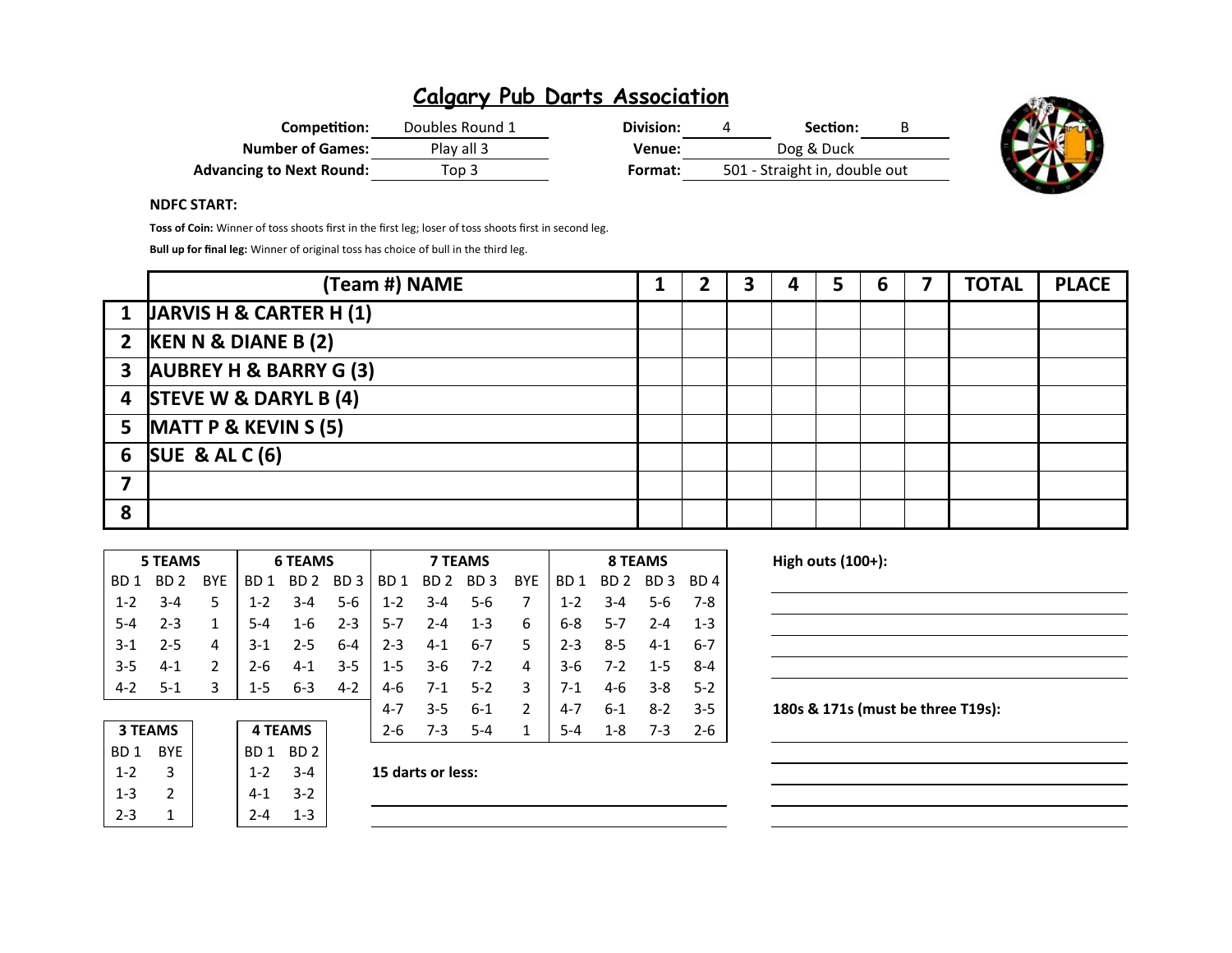# Calgary Pub Darts Association

**Competition:** Doubles Round 1  **Division:** 4  **Section:** B

**Number of Games:** Play all 3  **Venue:** Dog & Duck

**Advancing to Next Round:** Top 3  **Format:** 501 - Straight in, double out

**NDFC START:**

**Toss of Coin:** Winner of toss shoots first in the first leg; loser of toss shoots first in second leg.

**Bull up for final leg:** Winner of original toss has choice of bull in the third leg.

| | (Team #) NAME | 1 | 2 | 3 | 4 | 5 | 6 | 7 | TOTAL | PLACE |
|---|---|---|---|---|---|---|---|---|---|---|
| 1 | JARVIS H & CARTER H (1) | | | | | | | | | |
| 2 | KEN N & DIANE B (2) | | | | | | | | | |
| 3 | AUBREY H & BARRY G (3) | | | | | | | | | |
| 4 | STEVE W & DARYL B (4) | | | | | | | | | |
| 5 | MATT P & KEVIN S (5) | | | | | | | | | |
| 6 | SUE & AL C (6) | | | | | | | | | |
| 7 | | | | | | | | | | |
| 8 | | | | | | | | | | |

| 5 TEAMS | | | 6 TEAMS | | | 7 TEAMS | | | | 8 TEAMS | | | |
|---|---|---|---|---|---|---|---|---|---|---|---|---|---|
| BD 1 | BD 2 | BYE | BD 1 | BD 2 | BD 3 | BD 1 | BD 2 | BD 3 | BYE | BD 1 | BD 2 | BD 3 | BD 4 |
| 1-2 | 3-4 | 5 | 1-2 | 3-4 | 5-6 | 1-2 | 3-4 | 5-6 | 7 | 1-2 | 3-4 | 5-6 | 7-8 |
| 5-4 | 2-3 | 1 | 5-4 | 1-6 | 2-3 | 5-7 | 2-4 | 1-3 | 6 | 6-8 | 5-7 | 2-4 | 1-3 |
| 3-1 | 2-5 | 4 | 3-1 | 2-5 | 6-4 | 2-3 | 4-1 | 6-7 | 5 | 2-3 | 8-5 | 4-1 | 6-7 |
| 3-5 | 4-1 | 2 | 2-6 | 4-1 | 3-5 | 1-5 | 3-6 | 7-2 | 4 | 3-6 | 7-2 | 1-5 | 8-4 |
| 4-2 | 5-1 | 3 | 1-5 | 6-3 | 4-2 | 4-6 | 7-1 | 5-2 | 3 | 7-1 | 4-6 | 3-8 | 5-2 |
| | | | | | | 4-7 | 3-5 | 6-1 | 2 | 4-7 | 6-1 | 8-2 | 3-5 |
| | | | | | | 2-6 | 7-3 | 5-4 | 1 | 5-4 | 1-8 | 7-3 | 2-6 |

| 3 TEAMS | |
|---|---|
| BD 1 | BYE |
| 1-2 | 3 |
| 1-3 | 2 |
| 2-3 | 1 |

| 4 TEAMS | |
|---|---|
| BD 1 | BD 2 |
| 1-2 | 3-4 |
| 4-1 | 3-2 |
| 2-4 | 1-3 |

**15 darts or less:**

**High outs (100+):**

**180s & 171s (must be three T19s):**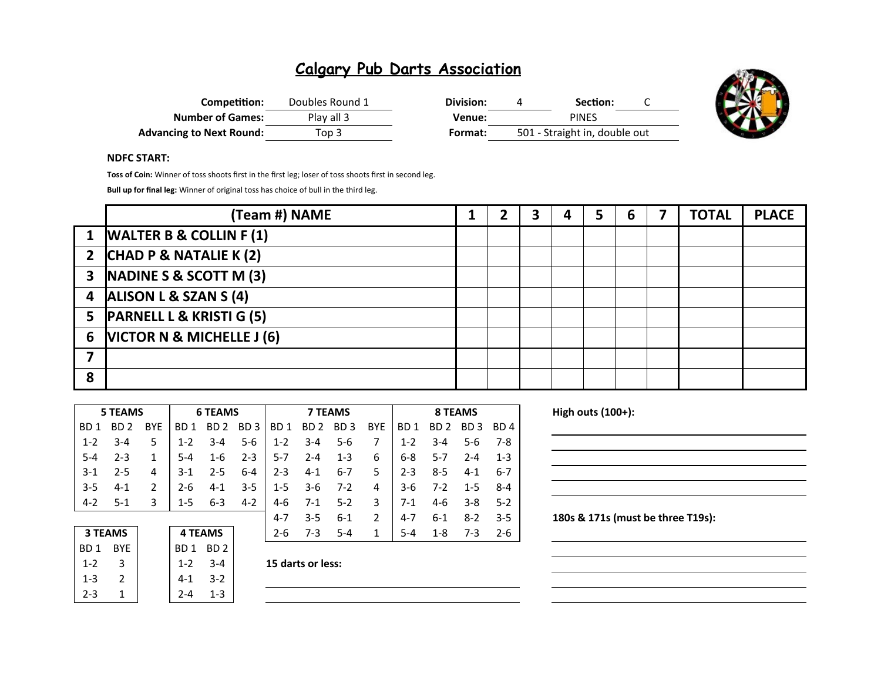# Calgary Pub Darts Association

| | | | | | |
|---|---|---|---|---|---|
| **Competition:** | Doubles Round 1 | **Division:** | 4 | **Section:** | C |
| **Number of Games:** | Play all 3 | **Venue:** | PINES | | |
| **Advancing to Next Round:** | Top 3 | **Format:** | 501 - Straight in, double out | | |

**NDFC START:**

**Toss of Coin:** Winner of toss shoots first in the first leg; loser of toss shoots first in second leg.

**Bull up for final leg:** Winner of original toss has choice of bull in the third leg.

| | (Team #) NAME | 1 | 2 | 3 | 4 | 5 | 6 | 7 | TOTAL | PLACE |
|---|---|---|---|---|---|---|---|---|---|---|
| 1 | WALTER B & COLLIN F (1) | | | | | | | | | |
| 2 | CHAD P & NATALIE K (2) | | | | | | | | | |
| 3 | NADINE S & SCOTT M (3) | | | | | | | | | |
| 4 | ALISON L & SZAN S (4) | | | | | | | | | |
| 5 | PARNELL L & KRISTI G (5) | | | | | | | | | |
| 6 | VICTOR N & MICHELLE J (6) | | | | | | | | | |
| 7 | | | | | | | | | | |
| 8 | | | | | | | | | | |

| 5 TEAMS | | | 6 TEAMS | | | 7 TEAMS | | | | 8 TEAMS | | | |
|---|---|---|---|---|---|---|---|---|---|---|---|---|---|
| BD 1 | BD 2 | BYE | BD 1 | BD 2 | BD 3 | BD 1 | BD 2 | BD 3 | BYE | BD 1 | BD 2 | BD 3 | BD 4 |
| 1-2 | 3-4 | 5 | 1-2 | 3-4 | 5-6 | 1-2 | 3-4 | 5-6 | 7 | 1-2 | 3-4 | 5-6 | 7-8 |
| 5-4 | 2-3 | 1 | 5-4 | 1-6 | 2-3 | 5-7 | 2-4 | 1-3 | 6 | 6-8 | 5-7 | 2-4 | 1-3 |
| 3-1 | 2-5 | 4 | 3-1 | 2-5 | 6-4 | 2-3 | 4-1 | 6-7 | 5 | 2-3 | 8-5 | 4-1 | 6-7 |
| 3-5 | 4-1 | 2 | 2-6 | 4-1 | 3-5 | 1-5 | 3-6 | 7-2 | 4 | 3-6 | 7-2 | 1-5 | 8-4 |
| 4-2 | 5-1 | 3 | 1-5 | 6-3 | 4-2 | 4-6 | 7-1 | 5-2 | 3 | 7-1 | 4-6 | 3-8 | 5-2 |
| | | | | | | 4-7 | 3-5 | 6-1 | 2 | 4-7 | 6-1 | 8-2 | 3-5 |
| | | | | | | 2-6 | 7-3 | 5-4 | 1 | 5-4 | 1-8 | 7-3 | 2-6 |

| 3 TEAMS | |
|---|---|
| BD 1 | BYE |
| 1-2 | 3 |
| 1-3 | 2 |
| 2-3 | 1 |

| 4 TEAMS | |
|---|---|
| BD 1 | BD 2 |
| 1-2 | 3-4 |
| 4-1 | 3-2 |
| 2-4 | 1-3 |

**15 darts or less:**

**High outs (100+):**

**180s & 171s (must be three T19s):**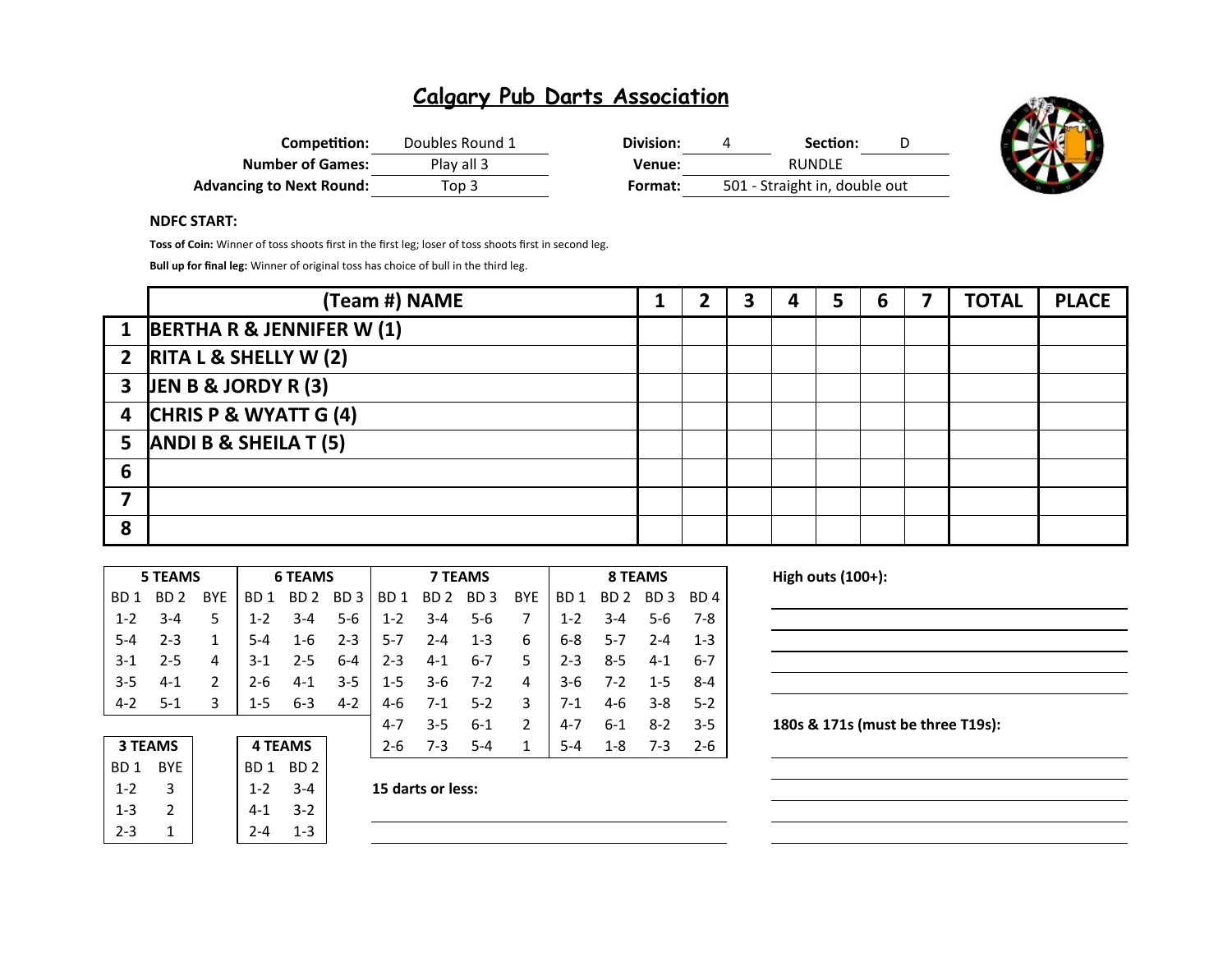# Calgary Pub Darts Association

| | | | | | |
|---|---|---|---|---|---|
| **Competition:** | Doubles Round 1 | **Division:** | 4 | **Section:** | D |
| **Number of Games:** | Play all 3 | **Venue:** | RUNDLE | | |
| **Advancing to Next Round:** | Top 3 | **Format:** | 501 - Straight in, double out | | |

**NDFC START:**

**Toss of Coin:** Winner of toss shoots first in the first leg; loser of toss shoots first in second leg.

**Bull up for final leg:** Winner of original toss has choice of bull in the third leg.

| | (Team #) NAME | 1 | 2 | 3 | 4 | 5 | 6 | 7 | TOTAL | PLACE |
|---|---|---|---|---|---|---|---|---|---|---|
| 1 | BERTHA R & JENNIFER W (1) | | | | | | | | | |
| 2 | RITA L & SHELLY W (2) | | | | | | | | | |
| 3 | JEN B & JORDY R (3) | | | | | | | | | |
| 4 | CHRIS P & WYATT G (4) | | | | | | | | | |
| 5 | ANDI B & SHEILA T (5) | | | | | | | | | |
| 6 | | | | | | | | | | |
| 7 | | | | | | | | | | |
| 8 | | | | | | | | | | |

| 5 TEAMS | | | 6 TEAMS | | | 7 TEAMS | | | | 8 TEAMS | | | |
|---|---|---|---|---|---|---|---|---|---|---|---|---|---|
| BD 1 | BD 2 | BYE | BD 1 | BD 2 | BD 3 | BD 1 | BD 2 | BD 3 | BYE | BD 1 | BD 2 | BD 3 | BD 4 |
| 1-2 | 3-4 | 5 | 1-2 | 3-4 | 5-6 | 1-2 | 3-4 | 5-6 | 7 | 1-2 | 3-4 | 5-6 | 7-8 |
| 5-4 | 2-3 | 1 | 5-4 | 1-6 | 2-3 | 5-7 | 2-4 | 1-3 | 6 | 6-8 | 5-7 | 2-4 | 1-3 |
| 3-1 | 2-5 | 4 | 3-1 | 2-5 | 6-4 | 2-3 | 4-1 | 6-7 | 5 | 2-3 | 8-5 | 4-1 | 6-7 |
| 3-5 | 4-1 | 2 | 2-6 | 4-1 | 3-5 | 1-5 | 3-6 | 7-2 | 4 | 3-6 | 7-2 | 1-5 | 8-4 |
| 4-2 | 5-1 | 3 | 1-5 | 6-3 | 4-2 | 4-6 | 7-1 | 5-2 | 3 | 7-1 | 4-6 | 3-8 | 5-2 |
| | | | | | | 4-7 | 3-5 | 6-1 | 2 | 4-7 | 6-1 | 8-2 | 3-5 |
| | | | | | | 2-6 | 7-3 | 5-4 | 1 | 5-4 | 1-8 | 7-3 | 2-6 |

| 3 TEAMS | |
|---|---|
| BD 1 | BYE |
| 1-2 | 3 |
| 1-3 | 2 |
| 2-3 | 1 |

| 4 TEAMS | |
|---|---|
| BD 1 | BD 2 |
| 1-2 | 3-4 |
| 4-1 | 3-2 |
| 2-4 | 1-3 |

**15 darts or less:**

**High outs (100+):**

**180s & 171s (must be three T19s):**